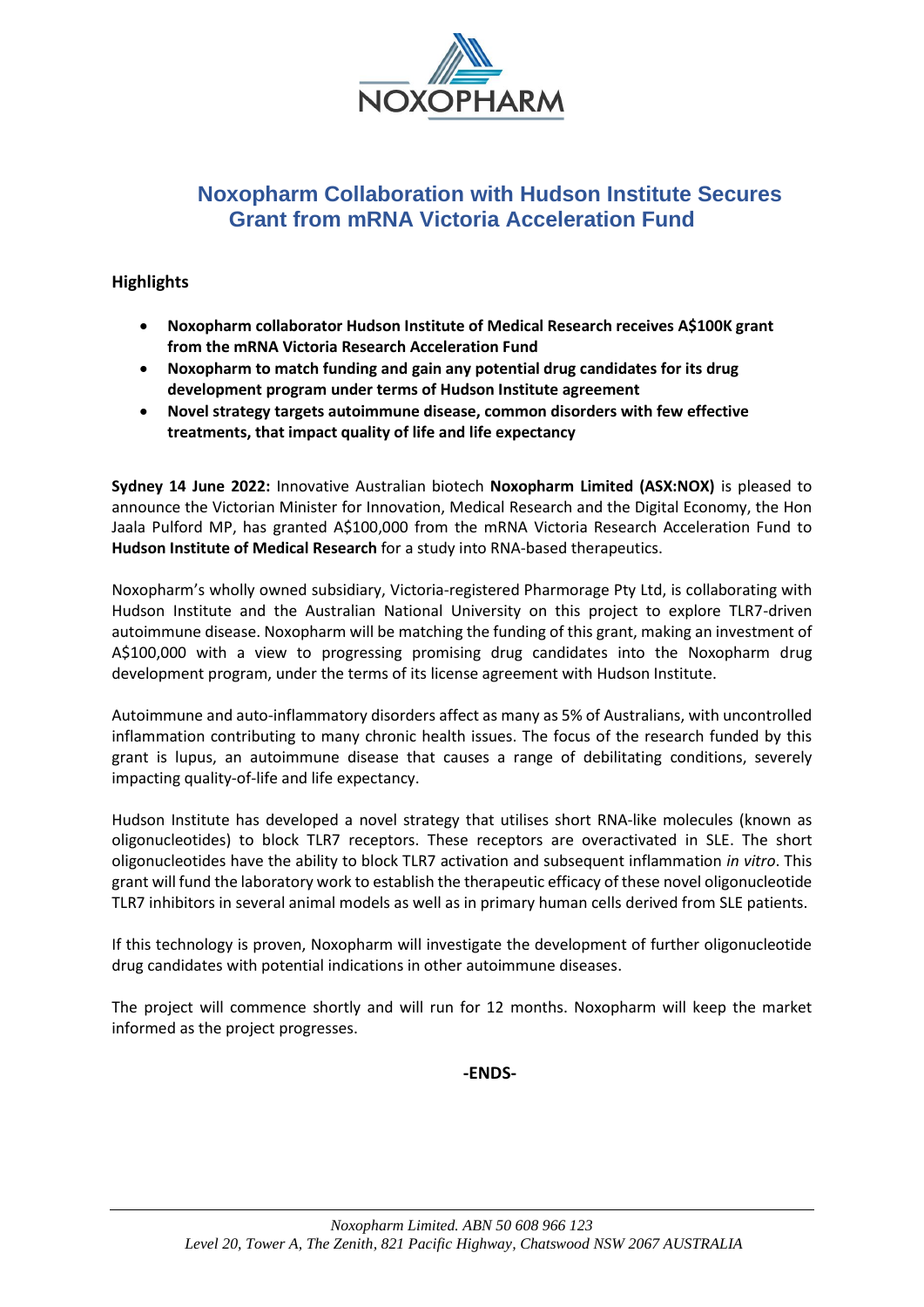# Noxopharm Collaboration with Hudson Institute Secures Grant from mRNA Victoria Acceleration Fund

## Highlights

- **Noxopharm collaborator Hudson Institute of Medical Research receives A$100K grant from the mRNA Victoria Research Acceleration Fund**
- **Noxopharm to match funding and gain any potential drug candidates for its drug development program under terms of Hudson Institute agreement**
- **Novel strategy targets autoimmune disease, common disorders with few effective treatments, that impact quality of life and life expectancy**

**Sydney 14 June 2022:** Innovative Australian biotech **Noxopharm Limited (ASX:NOX)** is pleased to announce the Victorian Minister for Innovation, Medical Research and the Digital Economy, the Hon Jaala Pulford MP, has granted A$100,000 from the mRNA Victoria Research Acceleration Fund to **Hudson Institute of Medical Research** for a study into RNA-based therapeutics.

Noxopharm's wholly owned subsidiary, Victoria-registered Pharmorage Pty Ltd, is collaborating with Hudson Institute and the Australian National University on this project to explore TLR7-driven autoimmune disease. Noxopharm will be matching the funding of this grant, making an investment of A$100,000 with a view to progressing promising drug candidates into the Noxopharm drug development program, under the terms of its license agreement with Hudson Institute.

Autoimmune and auto-inflammatory disorders affect as many as 5% of Australians, with uncontrolled inflammation contributing to many chronic health issues. The focus of the research funded by this grant is lupus, an autoimmune disease that causes a range of debilitating conditions, severely impacting quality-of-life and life expectancy.

Hudson Institute has developed a novel strategy that utilises short RNA-like molecules (known as oligonucleotides) to block TLR7 receptors. These receptors are overactivated in SLE. The short oligonucleotides have the ability to block TLR7 activation and subsequent inflammation *in vitro*. This grant will fund the laboratory work to establish the therapeutic efficacy of these novel oligonucleotide TLR7 inhibitors in several animal models as well as in primary human cells derived from SLE patients.

If this technology is proven, Noxopharm will investigate the development of further oligonucleotide drug candidates with potential indications in other autoimmune diseases.

The project will commence shortly and will run for 12 months. Noxopharm will keep the market informed as the project progresses.

**-ENDS-**

*Noxopharm Limited. ABN 50 608 966 123*
*Level 20, Tower A, The Zenith, 821 Pacific Highway, Chatswood NSW 2067 AUSTRALIA*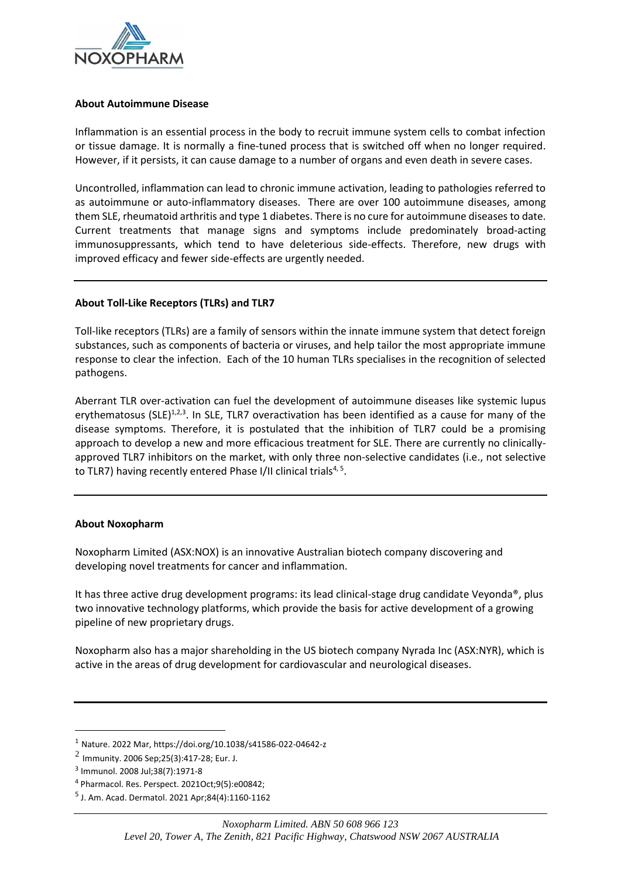**About Autoimmune Disease**

Inflammation is an essential process in the body to recruit immune system cells to combat infection or tissue damage. It is normally a fine-tuned process that is switched off when no longer required. However, if it persists, it can cause damage to a number of organs and even death in severe cases.

Uncontrolled, inflammation can lead to chronic immune activation, leading to pathologies referred to as autoimmune or auto-inflammatory diseases. There are over 100 autoimmune diseases, among them SLE, rheumatoid arthritis and type 1 diabetes. There is no cure for autoimmune diseases to date. Current treatments that manage signs and symptoms include predominately broad-acting immunosuppressants, which tend to have deleterious side-effects. Therefore, new drugs with improved efficacy and fewer side-effects are urgently needed.

---

**About Toll-Like Receptors (TLRs) and TLR7**

Toll-like receptors (TLRs) are a family of sensors within the innate immune system that detect foreign substances, such as components of bacteria or viruses, and help tailor the most appropriate immune response to clear the infection. Each of the 10 human TLRs specialises in the recognition of selected pathogens.

Aberrant TLR over-activation can fuel the development of autoimmune diseases like systemic lupus erythematosus (SLE)[1,2,3]. In SLE, TLR7 overactivation has been identified as a cause for many of the disease symptoms. Therefore, it is postulated that the inhibition of TLR7 could be a promising approach to develop a new and more efficacious treatment for SLE. There are currently no clinically-approved TLR7 inhibitors on the market, with only three non-selective candidates (i.e., not selective to TLR7) having recently entered Phase I/II clinical trials[4, 5].

---

**About Noxopharm**

Noxopharm Limited (ASX:NOX) is an innovative Australian biotech company discovering and developing novel treatments for cancer and inflammation.

It has three active drug development programs: its lead clinical-stage drug candidate Veyonda®, plus two innovative technology platforms, which provide the basis for active development of a growing pipeline of new proprietary drugs.

Noxopharm also has a major shareholding in the US biotech company Nyrada Inc (ASX:NYR), which is active in the areas of drug development for cardiovascular and neurological diseases.

---

[1] Nature. 2022 Mar, https://doi.org/10.1038/s41586-022-04642-z

[2] Immunity. 2006 Sep;25(3):417-28; Eur. J.

[3] Immunol. 2008 Jul;38(7):1971-8

[4] Pharmacol. Res. Perspect. 2021Oct;9(5):e00842;

[5] J. Am. Acad. Dermatol. 2021 Apr;84(4):1160-1162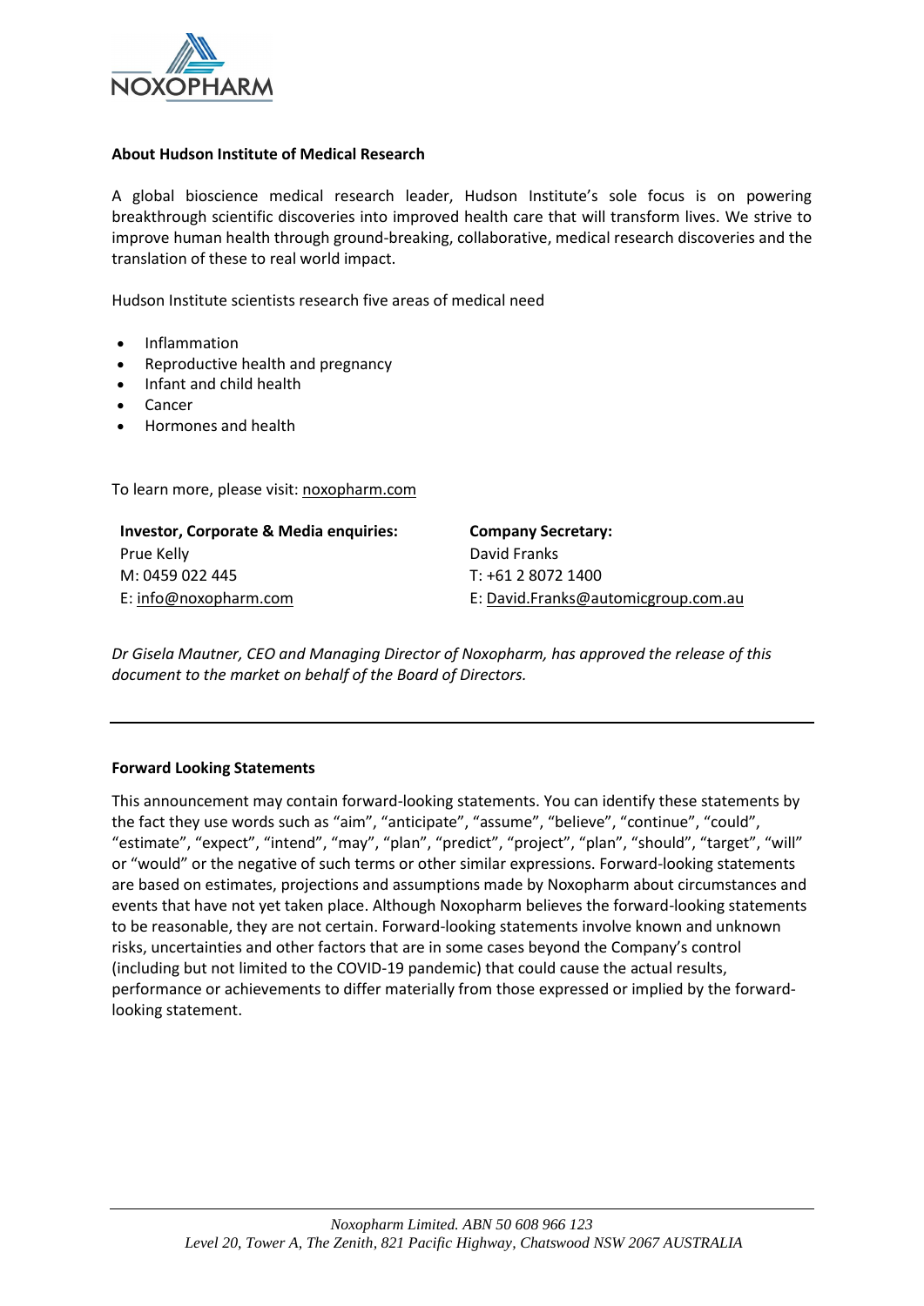**About Hudson Institute of Medical Research**

A global bioscience medical research leader, Hudson Institute's sole focus is on powering breakthrough scientific discoveries into improved health care that will transform lives. We strive to improve human health through ground-breaking, collaborative, medical research discoveries and the translation of these to real world impact.

Hudson Institute scientists research five areas of medical need

- Inflammation
- Reproductive health and pregnancy
- Infant and child health
- Cancer
- Hormones and health

To learn more, please visit: noxopharm.com

**Investor, Corporate & Media enquiries:**
Prue Kelly
M: 0459 022 445
E: info@noxopharm.com

**Company Secretary:**
David Franks
T: +61 2 8072 1400
E: David.Franks@automicgroup.com.au

*Dr Gisela Mautner, CEO and Managing Director of Noxopharm, has approved the release of this document to the market on behalf of the Board of Directors.*

---

**Forward Looking Statements**

This announcement may contain forward-looking statements. You can identify these statements by the fact they use words such as "aim", "anticipate", "assume", "believe", "continue", "could", "estimate", "expect", "intend", "may", "plan", "predict", "project", "plan", "should", "target", "will" or "would" or the negative of such terms or other similar expressions. Forward-looking statements are based on estimates, projections and assumptions made by Noxopharm about circumstances and events that have not yet taken place. Although Noxopharm believes the forward-looking statements to be reasonable, they are not certain. Forward-looking statements involve known and unknown risks, uncertainties and other factors that are in some cases beyond the Company's control (including but not limited to the COVID-19 pandemic) that could cause the actual results, performance or achievements to differ materially from those expressed or implied by the forward-looking statement.

*Noxopharm Limited. ABN 50 608 966 123*
*Level 20, Tower A, The Zenith, 821 Pacific Highway, Chatswood NSW 2067 AUSTRALIA*